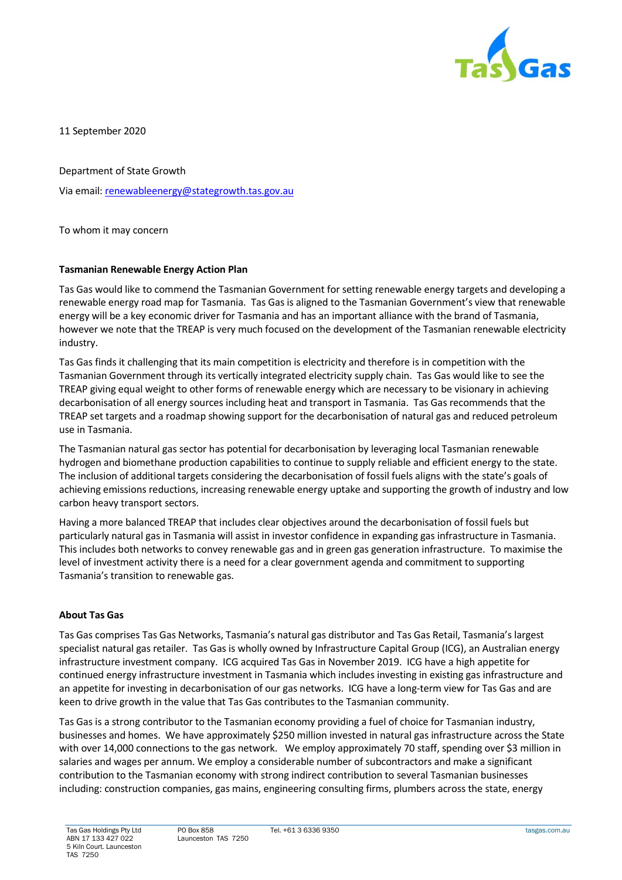11 September 2020

Department of State Growth

Via email: renewableenergy@stategrowth.tas.gov.au

To whom it may concern

**Tasmanian Renewable Energy Action Plan**

Tas Gas would like to commend the Tasmanian Government for setting renewable energy targets and developing a renewable energy road map for Tasmania. Tas Gas is aligned to the Tasmanian Government's view that renewable energy will be a key economic driver for Tasmania and has an important alliance with the brand of Tasmania, however we note that the TREAP is very much focused on the development of the Tasmanian renewable electricity industry.

Tas Gas finds it challenging that its main competition is electricity and therefore is in competition with the Tasmanian Government through its vertically integrated electricity supply chain. Tas Gas would like to see the TREAP giving equal weight to other forms of renewable energy which are necessary to be visionary in achieving decarbonisation of all energy sources including heat and transport in Tasmania. Tas Gas recommends that the TREAP set targets and a roadmap showing support for the decarbonisation of natural gas and reduced petroleum use in Tasmania.

The Tasmanian natural gas sector has potential for decarbonisation by leveraging local Tasmanian renewable hydrogen and biomethane production capabilities to continue to supply reliable and efficient energy to the state. The inclusion of additional targets considering the decarbonisation of fossil fuels aligns with the state's goals of achieving emissions reductions, increasing renewable energy uptake and supporting the growth of industry and low carbon heavy transport sectors.

Having a more balanced TREAP that includes clear objectives around the decarbonisation of fossil fuels but particularly natural gas in Tasmania will assist in investor confidence in expanding gas infrastructure in Tasmania. This includes both networks to convey renewable gas and in green gas generation infrastructure. To maximise the level of investment activity there is a need for a clear government agenda and commitment to supporting Tasmania's transition to renewable gas.

**About Tas Gas**

Tas Gas comprises Tas Gas Networks, Tasmania's natural gas distributor and Tas Gas Retail, Tasmania's largest specialist natural gas retailer. Tas Gas is wholly owned by Infrastructure Capital Group (ICG), an Australian energy infrastructure investment company. ICG acquired Tas Gas in November 2019. ICG have a high appetite for continued energy infrastructure investment in Tasmania which includes investing in existing gas infrastructure and an appetite for investing in decarbonisation of our gas networks. ICG have a long-term view for Tas Gas and are keen to drive growth in the value that Tas Gas contributes to the Tasmanian community.

Tas Gas is a strong contributor to the Tasmanian economy providing a fuel of choice for Tasmanian industry, businesses and homes. We have approximately $250 million invested in natural gas infrastructure across the State with over 14,000 connections to the gas network. We employ approximately 70 staff, spending over $3 million in salaries and wages per annum. We employ a considerable number of subcontractors and make a significant contribution to the Tasmanian economy with strong indirect contribution to several Tasmanian businesses including: construction companies, gas mains, engineering consulting firms, plumbers across the state, energy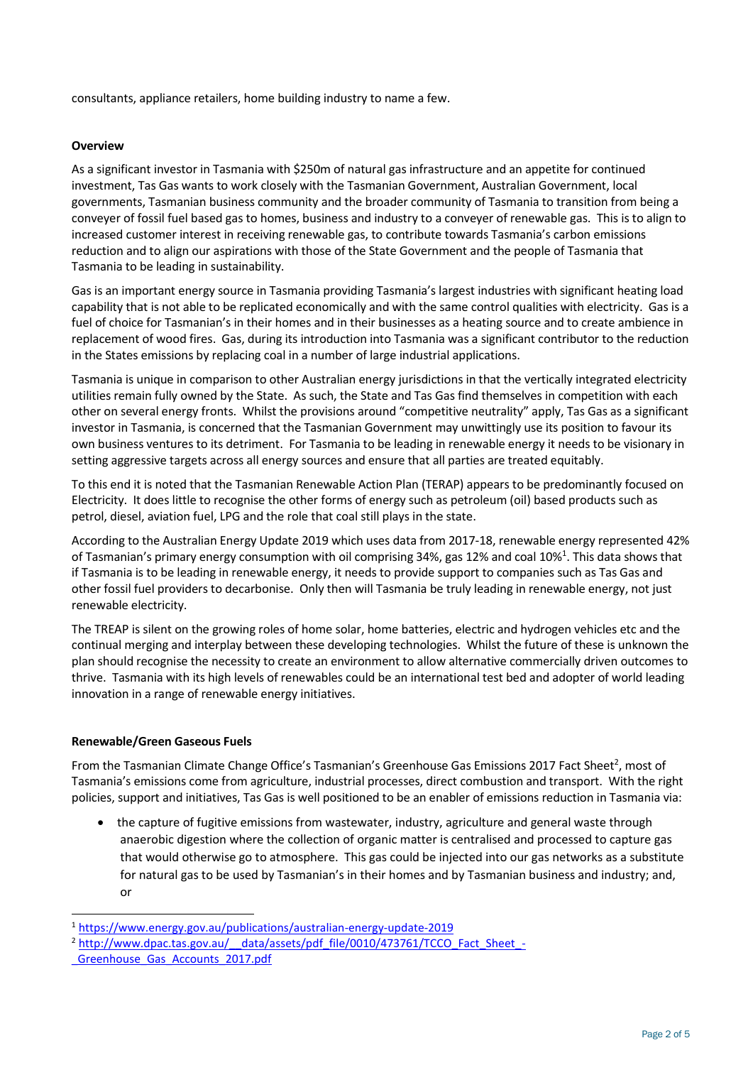consultants, appliance retailers, home building industry to name a few.

**Overview**

As a significant investor in Tasmania with $250m of natural gas infrastructure and an appetite for continued investment, Tas Gas wants to work closely with the Tasmanian Government, Australian Government, local governments, Tasmanian business community and the broader community of Tasmania to transition from being a conveyer of fossil fuel based gas to homes, business and industry to a conveyer of renewable gas. This is to align to increased customer interest in receiving renewable gas, to contribute towards Tasmania's carbon emissions reduction and to align our aspirations with those of the State Government and the people of Tasmania that Tasmania to be leading in sustainability.

Gas is an important energy source in Tasmania providing Tasmania's largest industries with significant heating load capability that is not able to be replicated economically and with the same control qualities with electricity. Gas is a fuel of choice for Tasmanian's in their homes and in their businesses as a heating source and to create ambience in replacement of wood fires. Gas, during its introduction into Tasmania was a significant contributor to the reduction in the States emissions by replacing coal in a number of large industrial applications.

Tasmania is unique in comparison to other Australian energy jurisdictions in that the vertically integrated electricity utilities remain fully owned by the State. As such, the State and Tas Gas find themselves in competition with each other on several energy fronts. Whilst the provisions around "competitive neutrality" apply, Tas Gas as a significant investor in Tasmania, is concerned that the Tasmanian Government may unwittingly use its position to favour its own business ventures to its detriment. For Tasmania to be leading in renewable energy it needs to be visionary in setting aggressive targets across all energy sources and ensure that all parties are treated equitably.

To this end it is noted that the Tasmanian Renewable Action Plan (TERAP) appears to be predominantly focused on Electricity. It does little to recognise the other forms of energy such as petroleum (oil) based products such as petrol, diesel, aviation fuel, LPG and the role that coal still plays in the state.

According to the Australian Energy Update 2019 which uses data from 2017-18, renewable energy represented 42% of Tasmanian's primary energy consumption with oil comprising 34%, gas 12% and coal 10%[1]. This data shows that if Tasmania is to be leading in renewable energy, it needs to provide support to companies such as Tas Gas and other fossil fuel providers to decarbonise. Only then will Tasmania be truly leading in renewable energy, not just renewable electricity.

The TREAP is silent on the growing roles of home solar, home batteries, electric and hydrogen vehicles etc and the continual merging and interplay between these developing technologies. Whilst the future of these is unknown the plan should recognise the necessity to create an environment to allow alternative commercially driven outcomes to thrive. Tasmania with its high levels of renewables could be an international test bed and adopter of world leading innovation in a range of renewable energy initiatives.

**Renewable/Green Gaseous Fuels**

From the Tasmanian Climate Change Office's Tasmanian's Greenhouse Gas Emissions 2017 Fact Sheet[2], most of Tasmania's emissions come from agriculture, industrial processes, direct combustion and transport. With the right policies, support and initiatives, Tas Gas is well positioned to be an enabler of emissions reduction in Tasmania via:

- the capture of fugitive emissions from wastewater, industry, agriculture and general waste through anaerobic digestion where the collection of organic matter is centralised and processed to capture gas that would otherwise go to atmosphere. This gas could be injected into our gas networks as a substitute for natural gas to be used by Tasmanian's in their homes and by Tasmanian business and industry; and, or

---

[1] https://www.energy.gov.au/publications/australian-energy-update-2019

[2] http://www.dpac.tas.gov.au/__data/assets/pdf_file/0010/473761/TCCO_Fact_Sheet_-_Greenhouse_Gas_Accounts_2017.pdf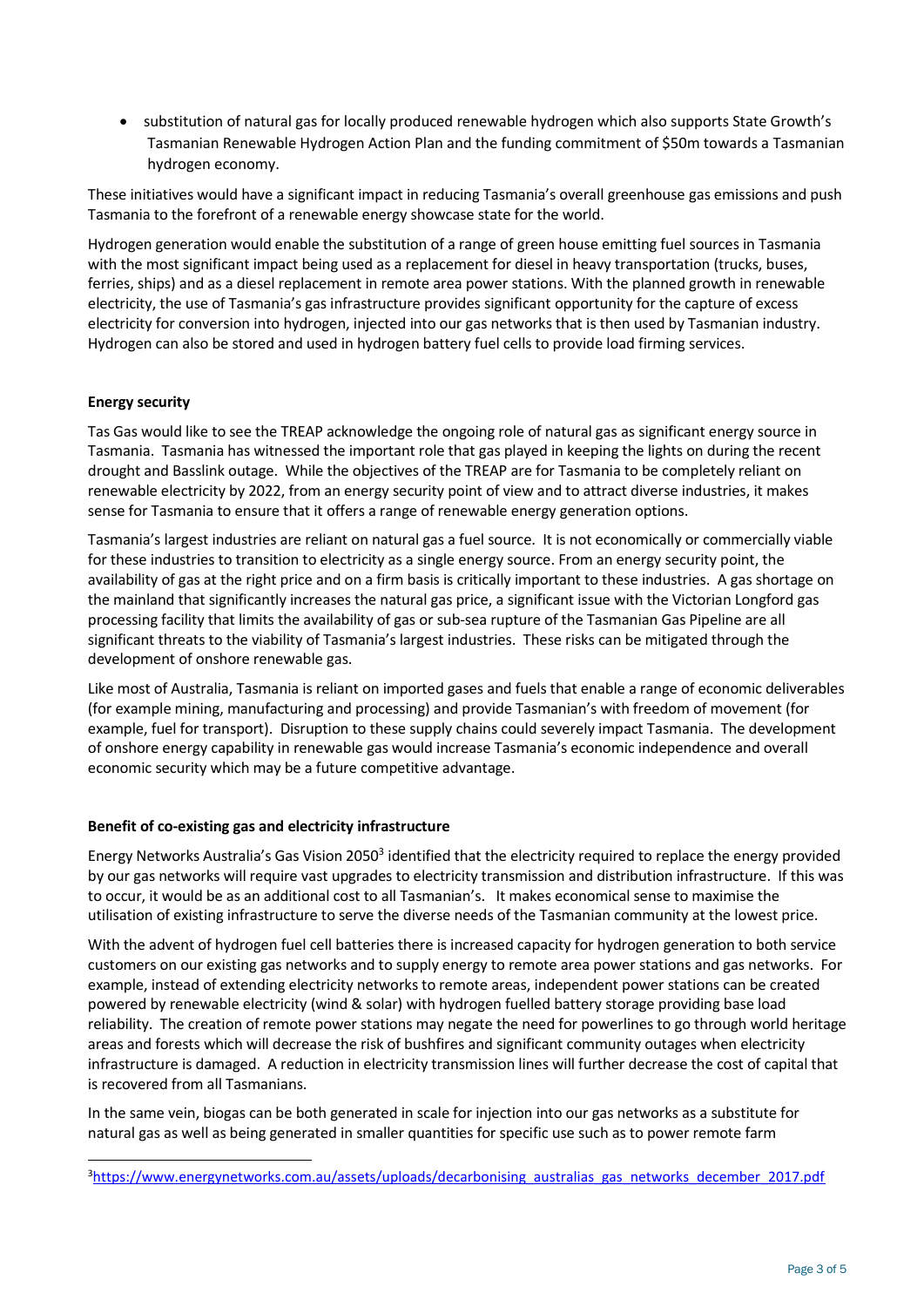- substitution of natural gas for locally produced renewable hydrogen which also supports State Growth's Tasmanian Renewable Hydrogen Action Plan and the funding commitment of $50m towards a Tasmanian hydrogen economy.

These initiatives would have a significant impact in reducing Tasmania's overall greenhouse gas emissions and push Tasmania to the forefront of a renewable energy showcase state for the world.

Hydrogen generation would enable the substitution of a range of green house emitting fuel sources in Tasmania with the most significant impact being used as a replacement for diesel in heavy transportation (trucks, buses, ferries, ships) and as a diesel replacement in remote area power stations. With the planned growth in renewable electricity, the use of Tasmania's gas infrastructure provides significant opportunity for the capture of excess electricity for conversion into hydrogen, injected into our gas networks that is then used by Tasmanian industry. Hydrogen can also be stored and used in hydrogen battery fuel cells to provide load firming services.

**Energy security**

Tas Gas would like to see the TREAP acknowledge the ongoing role of natural gas as significant energy source in Tasmania. Tasmania has witnessed the important role that gas played in keeping the lights on during the recent drought and Basslink outage. While the objectives of the TREAP are for Tasmania to be completely reliant on renewable electricity by 2022, from an energy security point of view and to attract diverse industries, it makes sense for Tasmania to ensure that it offers a range of renewable energy generation options.

Tasmania's largest industries are reliant on natural gas a fuel source. It is not economically or commercially viable for these industries to transition to electricity as a single energy source. From an energy security point, the availability of gas at the right price and on a firm basis is critically important to these industries. A gas shortage on the mainland that significantly increases the natural gas price, a significant issue with the Victorian Longford gas processing facility that limits the availability of gas or sub-sea rupture of the Tasmanian Gas Pipeline are all significant threats to the viability of Tasmania's largest industries. These risks can be mitigated through the development of onshore renewable gas.

Like most of Australia, Tasmania is reliant on imported gases and fuels that enable a range of economic deliverables (for example mining, manufacturing and processing) and provide Tasmanian's with freedom of movement (for example, fuel for transport). Disruption to these supply chains could severely impact Tasmania. The development of onshore energy capability in renewable gas would increase Tasmania's economic independence and overall economic security which may be a future competitive advantage.

**Benefit of co-existing gas and electricity infrastructure**

Energy Networks Australia's Gas Vision 2050[3] identified that the electricity required to replace the energy provided by our gas networks will require vast upgrades to electricity transmission and distribution infrastructure. If this was to occur, it would be as an additional cost to all Tasmanian's. It makes economical sense to maximise the utilisation of existing infrastructure to serve the diverse needs of the Tasmanian community at the lowest price.

With the advent of hydrogen fuel cell batteries there is increased capacity for hydrogen generation to both service customers on our existing gas networks and to supply energy to remote area power stations and gas networks. For example, instead of extending electricity networks to remote areas, independent power stations can be created powered by renewable electricity (wind & solar) with hydrogen fuelled battery storage providing base load reliability. The creation of remote power stations may negate the need for powerlines to go through world heritage areas and forests which will decrease the risk of bushfires and significant community outages when electricity infrastructure is damaged. A reduction in electricity transmission lines will further decrease the cost of capital that is recovered from all Tasmanians.

In the same vein, biogas can be both generated in scale for injection into our gas networks as a substitute for natural gas as well as being generated in smaller quantities for specific use such as to power remote farm

[3] https://www.energynetworks.com.au/assets/uploads/decarbonising_australias_gas_networks_december_2017.pdf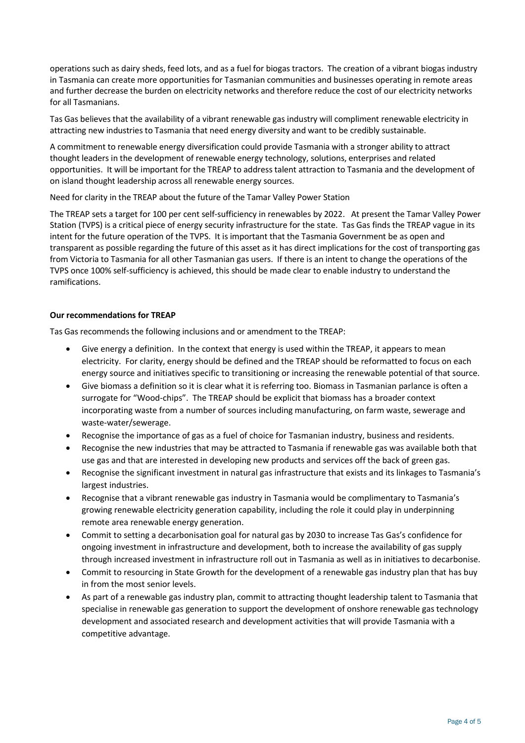operations such as dairy sheds, feed lots, and as a fuel for biogas tractors. The creation of a vibrant biogas industry in Tasmania can create more opportunities for Tasmanian communities and businesses operating in remote areas and further decrease the burden on electricity networks and therefore reduce the cost of our electricity networks for all Tasmanians.

Tas Gas believes that the availability of a vibrant renewable gas industry will compliment renewable electricity in attracting new industries to Tasmania that need energy diversity and want to be credibly sustainable.

A commitment to renewable energy diversification could provide Tasmania with a stronger ability to attract thought leaders in the development of renewable energy technology, solutions, enterprises and related opportunities. It will be important for the TREAP to address talent attraction to Tasmania and the development of on island thought leadership across all renewable energy sources.

Need for clarity in the TREAP about the future of the Tamar Valley Power Station

The TREAP sets a target for 100 per cent self-sufficiency in renewables by 2022. At present the Tamar Valley Power Station (TVPS) is a critical piece of energy security infrastructure for the state. Tas Gas finds the TREAP vague in its intent for the future operation of the TVPS. It is important that the Tasmania Government be as open and transparent as possible regarding the future of this asset as it has direct implications for the cost of transporting gas from Victoria to Tasmania for all other Tasmanian gas users. If there is an intent to change the operations of the TVPS once 100% self-sufficiency is achieved, this should be made clear to enable industry to understand the ramifications.

**Our recommendations for TREAP**

Tas Gas recommends the following inclusions and or amendment to the TREAP:

- Give energy a definition. In the context that energy is used within the TREAP, it appears to mean electricity. For clarity, energy should be defined and the TREAP should be reformatted to focus on each energy source and initiatives specific to transitioning or increasing the renewable potential of that source.
- Give biomass a definition so it is clear what it is referring too. Biomass in Tasmanian parlance is often a surrogate for "Wood-chips". The TREAP should be explicit that biomass has a broader context incorporating waste from a number of sources including manufacturing, on farm waste, sewerage and waste-water/sewerage.
- Recognise the importance of gas as a fuel of choice for Tasmanian industry, business and residents.
- Recognise the new industries that may be attracted to Tasmania if renewable gas was available both that use gas and that are interested in developing new products and services off the back of green gas.
- Recognise the significant investment in natural gas infrastructure that exists and its linkages to Tasmania's largest industries.
- Recognise that a vibrant renewable gas industry in Tasmania would be complimentary to Tasmania's growing renewable electricity generation capability, including the role it could play in underpinning remote area renewable energy generation.
- Commit to setting a decarbonisation goal for natural gas by 2030 to increase Tas Gas's confidence for ongoing investment in infrastructure and development, both to increase the availability of gas supply through increased investment in infrastructure roll out in Tasmania as well as in initiatives to decarbonise.
- Commit to resourcing in State Growth for the development of a renewable gas industry plan that has buy in from the most senior levels.
- As part of a renewable gas industry plan, commit to attracting thought leadership talent to Tasmania that specialise in renewable gas generation to support the development of onshore renewable gas technology development and associated research and development activities that will provide Tasmania with a competitive advantage.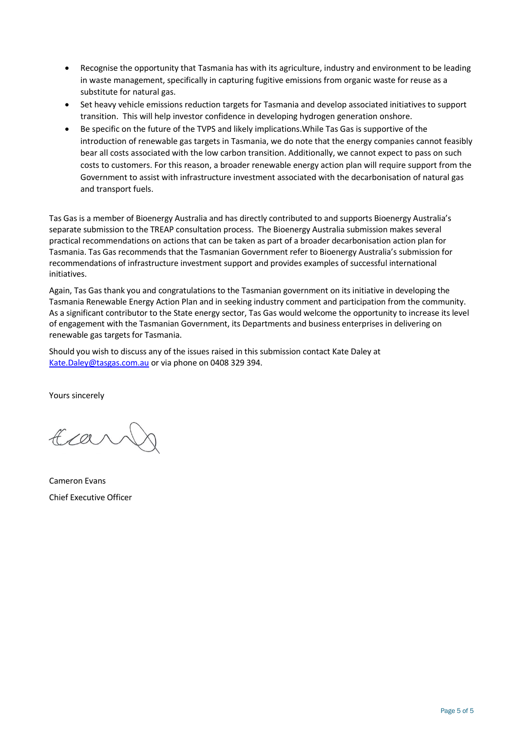- Recognise the opportunity that Tasmania has with its agriculture, industry and environment to be leading in waste management, specifically in capturing fugitive emissions from organic waste for reuse as a substitute for natural gas.
- Set heavy vehicle emissions reduction targets for Tasmania and develop associated initiatives to support transition. This will help investor confidence in developing hydrogen generation onshore.
- Be specific on the future of the TVPS and likely implications.While Tas Gas is supportive of the introduction of renewable gas targets in Tasmania, we do note that the energy companies cannot feasibly bear all costs associated with the low carbon transition. Additionally, we cannot expect to pass on such costs to customers. For this reason, a broader renewable energy action plan will require support from the Government to assist with infrastructure investment associated with the decarbonisation of natural gas and transport fuels.

Tas Gas is a member of Bioenergy Australia and has directly contributed to and supports Bioenergy Australia's separate submission to the TREAP consultation process. The Bioenergy Australia submission makes several practical recommendations on actions that can be taken as part of a broader decarbonisation action plan for Tasmania. Tas Gas recommends that the Tasmanian Government refer to Bioenergy Australia's submission for recommendations of infrastructure investment support and provides examples of successful international initiatives.

Again, Tas Gas thank you and congratulations to the Tasmanian government on its initiative in developing the Tasmania Renewable Energy Action Plan and in seeking industry comment and participation from the community. As a significant contributor to the State energy sector, Tas Gas would welcome the opportunity to increase its level of engagement with the Tasmanian Government, its Departments and business enterprises in delivering on renewable gas targets for Tasmania.

Should you wish to discuss any of the issues raised in this submission contact Kate Daley at Kate.Daley@tasgas.com.au or via phone on 0408 329 394.

Yours sincerely

Cameron Evans

Chief Executive Officer